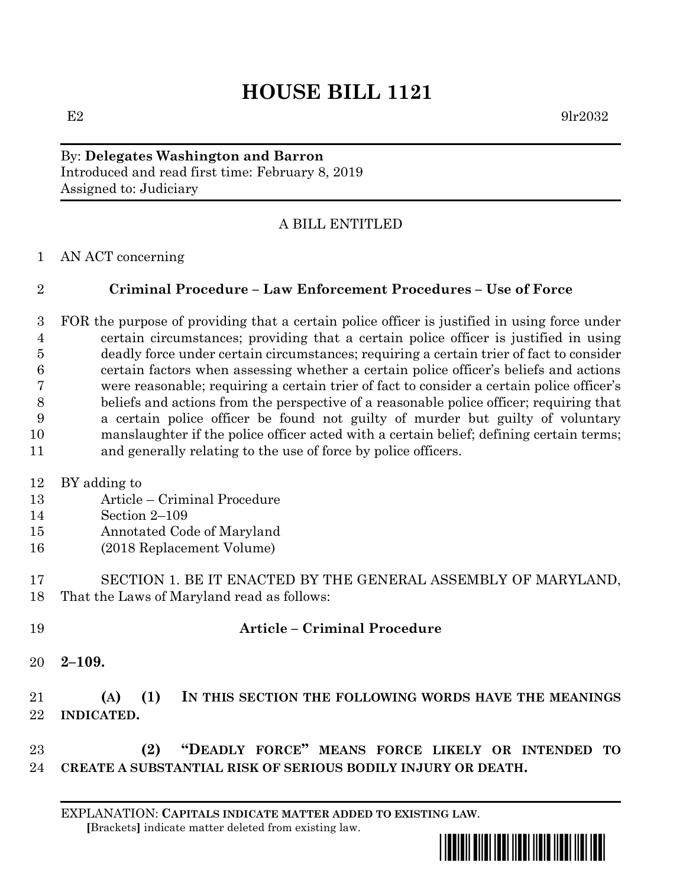# HOUSE BILL 1121

E2 9lr2032

By: **Delegates Washington and Barron**
Introduced and read first time: February 8, 2019
Assigned to: Judiciary

A BILL ENTITLED

AN ACT concerning

**Criminal Procedure – Law Enforcement Procedures – Use of Force**

FOR the purpose of providing that a certain police officer is justified in using force under certain circumstances; providing that a certain police officer is justified in using deadly force under certain circumstances; requiring a certain trier of fact to consider certain factors when assessing whether a certain police officer's beliefs and actions were reasonable; requiring a certain trier of fact to consider a certain police officer's beliefs and actions from the perspective of a reasonable police officer; requiring that a certain police officer be found not guilty of murder but guilty of voluntary manslaughter if the police officer acted with a certain belief; defining certain terms; and generally relating to the use of force by police officers.

BY adding to
Article – Criminal Procedure
Section 2–109
Annotated Code of Maryland
(2018 Replacement Volume)

SECTION 1. BE IT ENACTED BY THE GENERAL ASSEMBLY OF MARYLAND, That the Laws of Maryland read as follows:

**Article – Criminal Procedure**

**2–109.**

**(A) (1) IN THIS SECTION THE FOLLOWING WORDS HAVE THE MEANINGS INDICATED.**

**(2) "DEADLY FORCE" MEANS FORCE LIKELY OR INTENDED TO CREATE A SUBSTANTIAL RISK OF SERIOUS BODILY INJURY OR DEATH.**

EXPLANATION: **CAPITALS INDICATE MATTER ADDED TO EXISTING LAW.**
[Brackets] indicate matter deleted from existing law.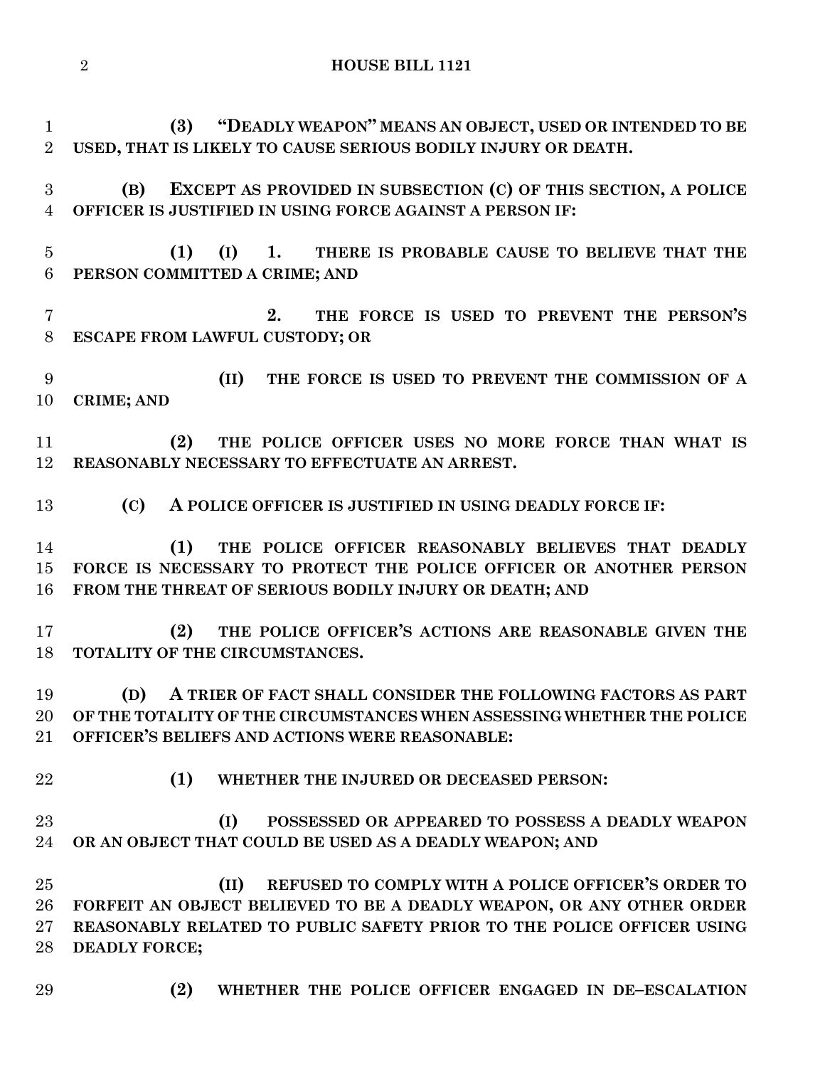**(3) "DEADLY WEAPON" MEANS AN OBJECT, USED OR INTENDED TO BE USED, THAT IS LIKELY TO CAUSE SERIOUS BODILY INJURY OR DEATH.**

**(B) EXCEPT AS PROVIDED IN SUBSECTION (C) OF THIS SECTION, A POLICE OFFICER IS JUSTIFIED IN USING FORCE AGAINST A PERSON IF:**

**(1) (I) 1. THERE IS PROBABLE CAUSE TO BELIEVE THAT THE PERSON COMMITTED A CRIME; AND**

**2. THE FORCE IS USED TO PREVENT THE PERSON'S ESCAPE FROM LAWFUL CUSTODY; OR**

**(II) THE FORCE IS USED TO PREVENT THE COMMISSION OF A CRIME; AND**

**(2) THE POLICE OFFICER USES NO MORE FORCE THAN WHAT IS REASONABLY NECESSARY TO EFFECTUATE AN ARREST.**

**(C) A POLICE OFFICER IS JUSTIFIED IN USING DEADLY FORCE IF:**

**(1) THE POLICE OFFICER REASONABLY BELIEVES THAT DEADLY FORCE IS NECESSARY TO PROTECT THE POLICE OFFICER OR ANOTHER PERSON FROM THE THREAT OF SERIOUS BODILY INJURY OR DEATH; AND**

**(2) THE POLICE OFFICER'S ACTIONS ARE REASONABLE GIVEN THE TOTALITY OF THE CIRCUMSTANCES.**

**(D) A TRIER OF FACT SHALL CONSIDER THE FOLLOWING FACTORS AS PART OF THE TOTALITY OF THE CIRCUMSTANCES WHEN ASSESSING WHETHER THE POLICE OFFICER'S BELIEFS AND ACTIONS WERE REASONABLE:**

**(1) WHETHER THE INJURED OR DECEASED PERSON:**

**(I) POSSESSED OR APPEARED TO POSSESS A DEADLY WEAPON OR AN OBJECT THAT COULD BE USED AS A DEADLY WEAPON; AND**

**(II) REFUSED TO COMPLY WITH A POLICE OFFICER'S ORDER TO FORFEIT AN OBJECT BELIEVED TO BE A DEADLY WEAPON, OR ANY OTHER ORDER REASONABLY RELATED TO PUBLIC SAFETY PRIOR TO THE POLICE OFFICER USING DEADLY FORCE;**

**(2) WHETHER THE POLICE OFFICER ENGAGED IN DE–ESCALATION**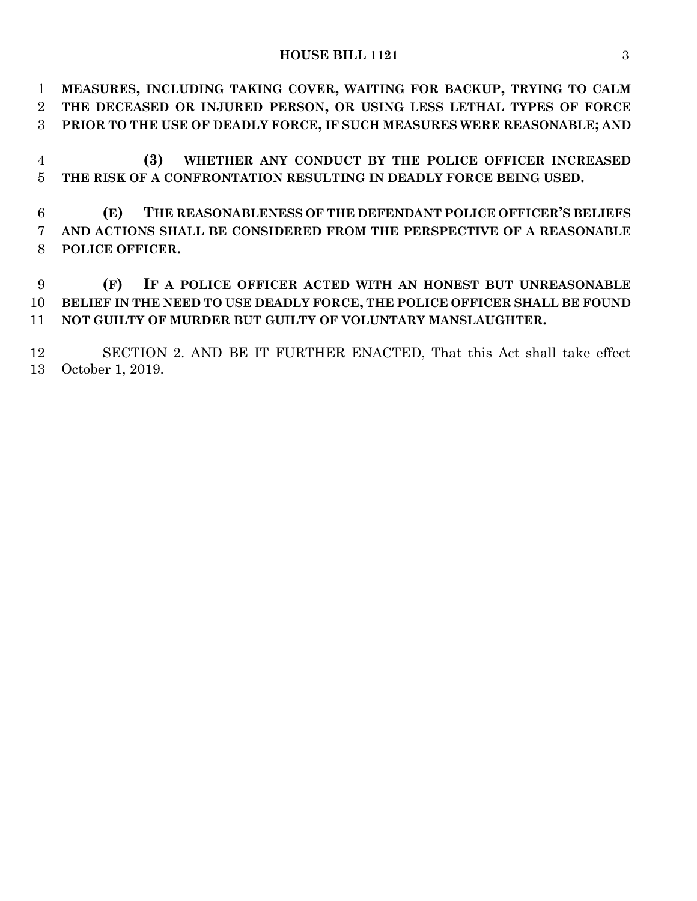**MEASURES, INCLUDING TAKING COVER, WAITING FOR BACKUP, TRYING TO CALM THE DECEASED OR INJURED PERSON, OR USING LESS LETHAL TYPES OF FORCE PRIOR TO THE USE OF DEADLY FORCE, IF SUCH MEASURES WERE REASONABLE; AND**

**(3) WHETHER ANY CONDUCT BY THE POLICE OFFICER INCREASED THE RISK OF A CONFRONTATION RESULTING IN DEADLY FORCE BEING USED.**

**(E) THE REASONABLENESS OF THE DEFENDANT POLICE OFFICER'S BELIEFS AND ACTIONS SHALL BE CONSIDERED FROM THE PERSPECTIVE OF A REASONABLE POLICE OFFICER.**

**(F) IF A POLICE OFFICER ACTED WITH AN HONEST BUT UNREASONABLE BELIEF IN THE NEED TO USE DEADLY FORCE, THE POLICE OFFICER SHALL BE FOUND NOT GUILTY OF MURDER BUT GUILTY OF VOLUNTARY MANSLAUGHTER.**

SECTION 2. AND BE IT FURTHER ENACTED, That this Act shall take effect October 1, 2019.